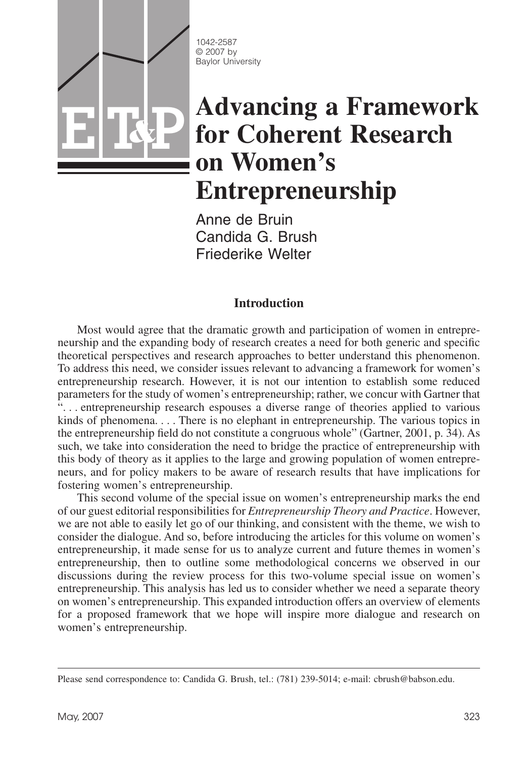1042-2587
© 2007 by
Baylor University

# Advancing a Framework for Coherent Research on Women's Entrepreneurship

Anne de Bruin
Candida G. Brush
Friederike Welter

## Introduction

Most would agree that the dramatic growth and participation of women in entrepreneurship and the expanding body of research creates a need for both generic and specific theoretical perspectives and research approaches to better understand this phenomenon. To address this need, we consider issues relevant to advancing a framework for women's entrepreneurship research. However, it is not our intention to establish some reduced parameters for the study of women's entrepreneurship; rather, we concur with Gartner that ". . . entrepreneurship research espouses a diverse range of theories applied to various kinds of phenomena. . . . There is no elephant in entrepreneurship. The various topics in the entrepreneurship field do not constitute a congruous whole" (Gartner, 2001, p. 34). As such, we take into consideration the need to bridge the practice of entrepreneurship with this body of theory as it applies to the large and growing population of women entrepreneurs, and for policy makers to be aware of research results that have implications for fostering women's entrepreneurship.

This second volume of the special issue on women's entrepreneurship marks the end of our guest editorial responsibilities for *Entrepreneurship Theory and Practice*. However, we are not able to easily let go of our thinking, and consistent with the theme, we wish to consider the dialogue. And so, before introducing the articles for this volume on women's entrepreneurship, it made sense for us to analyze current and future themes in women's entrepreneurship, then to outline some methodological concerns we observed in our discussions during the review process for this two-volume special issue on women's entrepreneurship. This analysis has led us to consider whether we need a separate theory on women's entrepreneurship. This expanded introduction offers an overview of elements for a proposed framework that we hope will inspire more dialogue and research on women's entrepreneurship.

---

Please send correspondence to: Candida G. Brush, tel.: (781) 239-5014; e-mail: cbrush@babson.edu.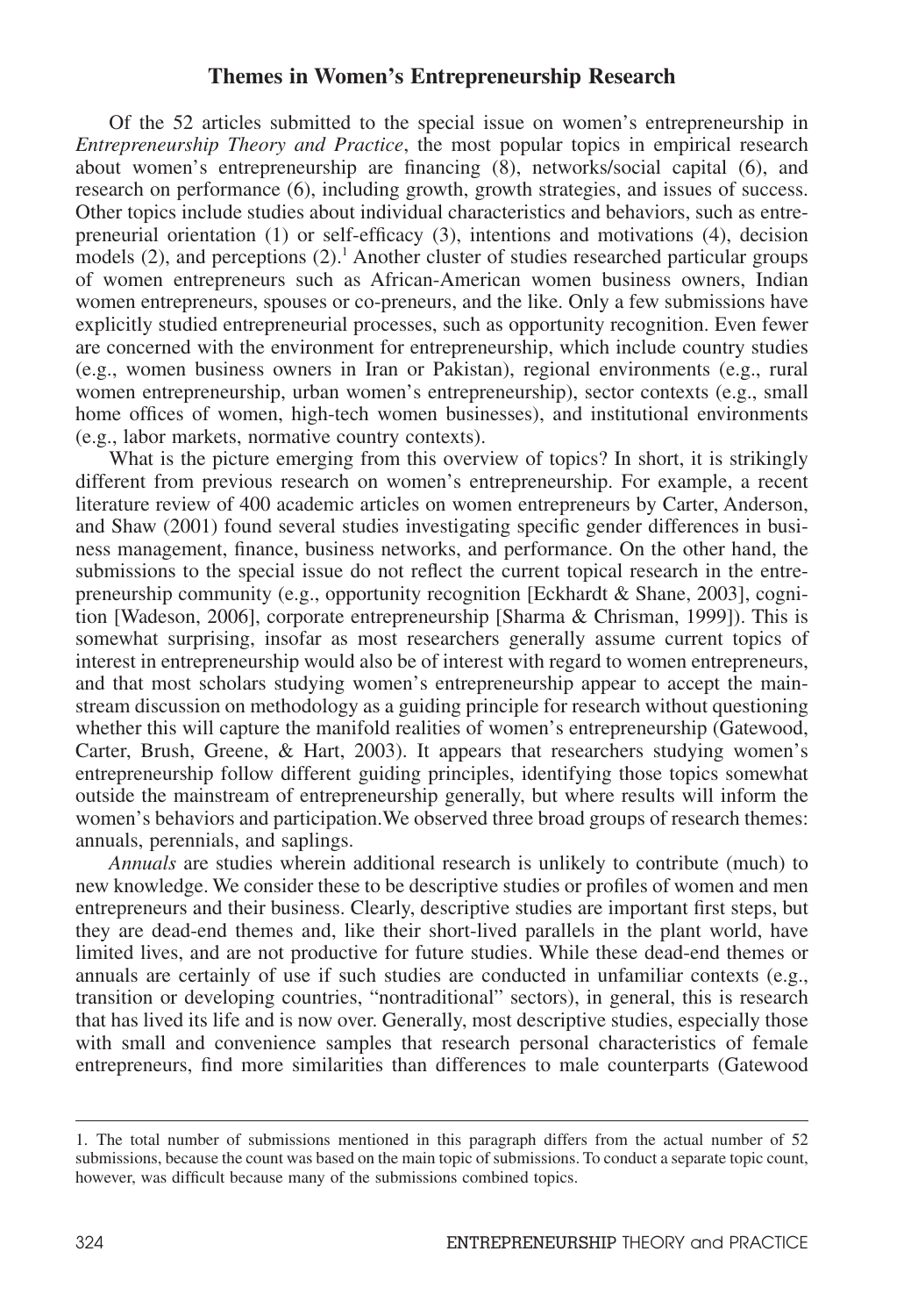## Themes in Women's Entrepreneurship Research

Of the 52 articles submitted to the special issue on women's entrepreneurship in *Entrepreneurship Theory and Practice*, the most popular topics in empirical research about women's entrepreneurship are financing (8), networks/social capital (6), and research on performance (6), including growth, growth strategies, and issues of success. Other topics include studies about individual characteristics and behaviors, such as entrepreneurial orientation (1) or self-efficacy (3), intentions and motivations (4), decision models (2), and perceptions (2).[1] Another cluster of studies researched particular groups of women entrepreneurs such as African-American women business owners, Indian women entrepreneurs, spouses or co-preneurs, and the like. Only a few submissions have explicitly studied entrepreneurial processes, such as opportunity recognition. Even fewer are concerned with the environment for entrepreneurship, which include country studies (e.g., women business owners in Iran or Pakistan), regional environments (e.g., rural women entrepreneurship, urban women's entrepreneurship), sector contexts (e.g., small home offices of women, high-tech women businesses), and institutional environments (e.g., labor markets, normative country contexts).

What is the picture emerging from this overview of topics? In short, it is strikingly different from previous research on women's entrepreneurship. For example, a recent literature review of 400 academic articles on women entrepreneurs by Carter, Anderson, and Shaw (2001) found several studies investigating specific gender differences in business management, finance, business networks, and performance. On the other hand, the submissions to the special issue do not reflect the current topical research in the entrepreneurship community (e.g., opportunity recognition [Eckhardt & Shane, 2003], cognition [Wadeson, 2006], corporate entrepreneurship [Sharma & Chrisman, 1999]). This is somewhat surprising, insofar as most researchers generally assume current topics of interest in entrepreneurship would also be of interest with regard to women entrepreneurs, and that most scholars studying women's entrepreneurship appear to accept the mainstream discussion on methodology as a guiding principle for research without questioning whether this will capture the manifold realities of women's entrepreneurship (Gatewood, Carter, Brush, Greene, & Hart, 2003). It appears that researchers studying women's entrepreneurship follow different guiding principles, identifying those topics somewhat outside the mainstream of entrepreneurship generally, but where results will inform the women's behaviors and participation. We observed three broad groups of research themes: annuals, perennials, and saplings.

*Annuals* are studies wherein additional research is unlikely to contribute (much) to new knowledge. We consider these to be descriptive studies or profiles of women and men entrepreneurs and their business. Clearly, descriptive studies are important first steps, but they are dead-end themes and, like their short-lived parallels in the plant world, have limited lives, and are not productive for future studies. While these dead-end themes or annuals are certainly of use if such studies are conducted in unfamiliar contexts (e.g., transition or developing countries, "nontraditional" sectors), in general, this is research that has lived its life and is now over. Generally, most descriptive studies, especially those with small and convenience samples that research personal characteristics of female entrepreneurs, find more similarities than differences to male counterparts (Gatewood

[1] The total number of submissions mentioned in this paragraph differs from the actual number of 52 submissions, because the count was based on the main topic of submissions. To conduct a separate topic count, however, was difficult because many of the submissions combined topics.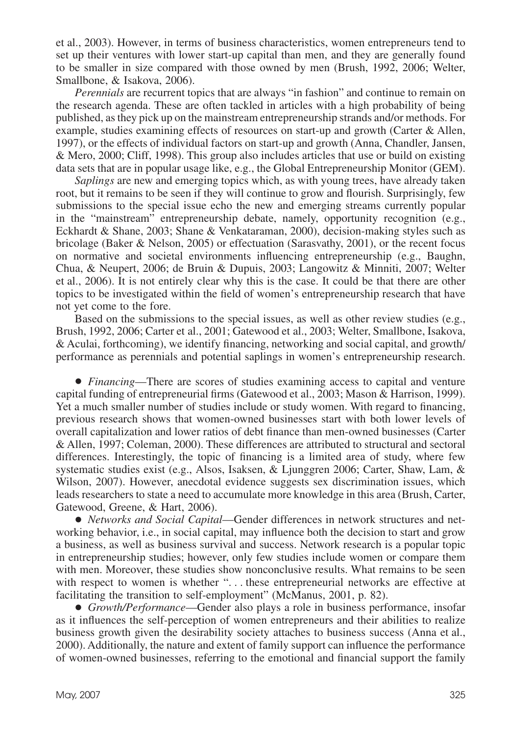et al., 2003). However, in terms of business characteristics, women entrepreneurs tend to set up their ventures with lower start-up capital than men, and they are generally found to be smaller in size compared with those owned by men (Brush, 1992, 2006; Welter, Smallbone, & Isakova, 2006).

*Perennials* are recurrent topics that are always "in fashion" and continue to remain on the research agenda. These are often tackled in articles with a high probability of being published, as they pick up on the mainstream entrepreneurship strands and/or methods. For example, studies examining effects of resources on start-up and growth (Carter & Allen, 1997), or the effects of individual factors on start-up and growth (Anna, Chandler, Jansen, & Mero, 2000; Cliff, 1998). This group also includes articles that use or build on existing data sets that are in popular usage like, e.g., the Global Entrepreneurship Monitor (GEM).

*Saplings* are new and emerging topics which, as with young trees, have already taken root, but it remains to be seen if they will continue to grow and flourish. Surprisingly, few submissions to the special issue echo the new and emerging streams currently popular in the "mainstream" entrepreneurship debate, namely, opportunity recognition (e.g., Eckhardt & Shane, 2003; Shane & Venkataraman, 2000), decision-making styles such as bricolage (Baker & Nelson, 2005) or effectuation (Sarasvathy, 2001), or the recent focus on normative and societal environments influencing entrepreneurship (e.g., Baughn, Chua, & Neupert, 2006; de Bruin & Dupuis, 2003; Langowitz & Minniti, 2007; Welter et al., 2006). It is not entirely clear why this is the case. It could be that there are other topics to be investigated within the field of women's entrepreneurship research that have not yet come to the fore.

Based on the submissions to the special issues, as well as other review studies (e.g., Brush, 1992, 2006; Carter et al., 2001; Gatewood et al., 2003; Welter, Smallbone, Isakova, & Aculai, forthcoming), we identify financing, networking and social capital, and growth/performance as perennials and potential saplings in women's entrepreneurship research.

- *Financing*—There are scores of studies examining access to capital and venture capital funding of entrepreneurial firms (Gatewood et al., 2003; Mason & Harrison, 1999). Yet a much smaller number of studies include or study women. With regard to financing, previous research shows that women-owned businesses start with both lower levels of overall capitalization and lower ratios of debt finance than men-owned businesses (Carter & Allen, 1997; Coleman, 2000). These differences are attributed to structural and sectoral differences. Interestingly, the topic of financing is a limited area of study, where few systematic studies exist (e.g., Alsos, Isaksen, & Ljunggren 2006; Carter, Shaw, Lam, & Wilson, 2007). However, anecdotal evidence suggests sex discrimination issues, which leads researchers to state a need to accumulate more knowledge in this area (Brush, Carter, Gatewood, Greene, & Hart, 2006).
- *Networks and Social Capital*—Gender differences in network structures and networking behavior, i.e., in social capital, may influence both the decision to start and grow a business, as well as business survival and success. Network research is a popular topic in entrepreneurship studies; however, only few studies include women or compare them with men. Moreover, these studies show nonconclusive results. What remains to be seen with respect to women is whether ". . . these entrepreneurial networks are effective at facilitating the transition to self-employment" (McManus, 2001, p. 82).
- *Growth/Performance*—Gender also plays a role in business performance, insofar as it influences the self-perception of women entrepreneurs and their abilities to realize business growth given the desirability society attaches to business success (Anna et al., 2000). Additionally, the nature and extent of family support can influence the performance of women-owned businesses, referring to the emotional and financial support the family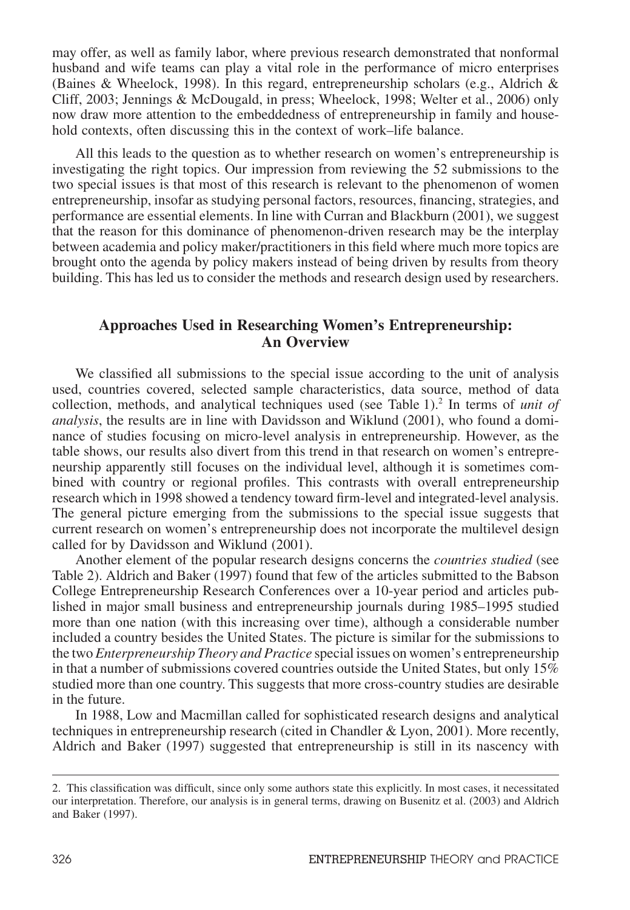may offer, as well as family labor, where previous research demonstrated that nonformal husband and wife teams can play a vital role in the performance of micro enterprises (Baines & Wheelock, 1998). In this regard, entrepreneurship scholars (e.g., Aldrich & Cliff, 2003; Jennings & McDougald, in press; Wheelock, 1998; Welter et al., 2006) only now draw more attention to the embeddedness of entrepreneurship in family and household contexts, often discussing this in the context of work–life balance.

All this leads to the question as to whether research on women's entrepreneurship is investigating the right topics. Our impression from reviewing the 52 submissions to the two special issues is that most of this research is relevant to the phenomenon of women entrepreneurship, insofar as studying personal factors, resources, financing, strategies, and performance are essential elements. In line with Curran and Blackburn (2001), we suggest that the reason for this dominance of phenomenon-driven research may be the interplay between academia and policy maker/practitioners in this field where much more topics are brought onto the agenda by policy makers instead of being driven by results from theory building. This has led us to consider the methods and research design used by researchers.

## Approaches Used in Researching Women's Entrepreneurship: An Overview

We classified all submissions to the special issue according to the unit of analysis used, countries covered, selected sample characteristics, data source, method of data collection, methods, and analytical techniques used (see Table 1).[2] In terms of *unit of analysis*, the results are in line with Davidsson and Wiklund (2001), who found a dominance of studies focusing on micro-level analysis in entrepreneurship. However, as the table shows, our results also divert from this trend in that research on women's entrepreneurship apparently still focuses on the individual level, although it is sometimes combined with country or regional profiles. This contrasts with overall entrepreneurship research which in 1998 showed a tendency toward firm-level and integrated-level analysis. The general picture emerging from the submissions to the special issue suggests that current research on women's entrepreneurship does not incorporate the multilevel design called for by Davidsson and Wiklund (2001).

Another element of the popular research designs concerns the *countries studied* (see Table 2). Aldrich and Baker (1997) found that few of the articles submitted to the Babson College Entrepreneurship Research Conferences over a 10-year period and articles published in major small business and entrepreneurship journals during 1985–1995 studied more than one nation (with this increasing over time), although a considerable number included a country besides the United States. The picture is similar for the submissions to the two *Entrepreneurship Theory and Practice* special issues on women's entrepreneurship in that a number of submissions covered countries outside the United States, but only 15% studied more than one country. This suggests that more cross-country studies are desirable in the future.

In 1988, Low and Macmillan called for sophisticated research designs and analytical techniques in entrepreneurship research (cited in Chandler & Lyon, 2001). More recently, Aldrich and Baker (1997) suggested that entrepreneurship is still in its nascency with

2. This classification was difficult, since only some authors state this explicitly. In most cases, it necessitated our interpretation. Therefore, our analysis is in general terms, drawing on Busenitz et al. (2003) and Aldrich and Baker (1997).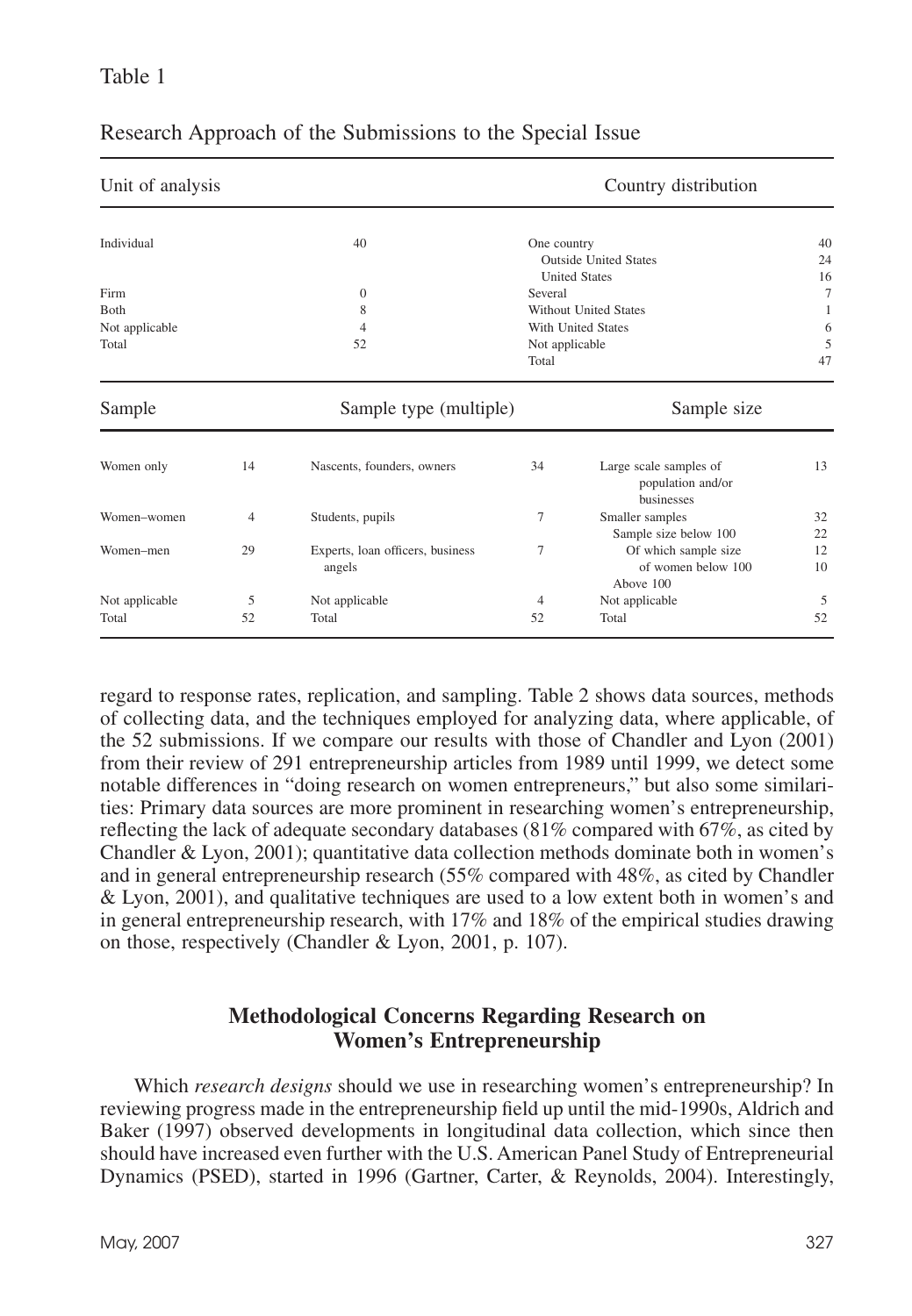Table 1

Research Approach of the Submissions to the Special Issue

| Unit of analysis | | Country distribution | |
|---|---|---|---|
| Individual | 40 | One country | 40 |
| | | Outside United States | 24 |
| | | United States | 16 |
| Firm | 0 | Several | 7 |
| Both | 8 | Without United States | 1 |
| Not applicable | 4 | With United States | 6 |
| Total | 52 | Not applicable | 5 |
| | | Total | 47 |

| Sample | | Sample type (multiple) | | Sample size | |
|---|---|---|---|---|---|
| Women only | 14 | Nascents, founders, owners | 34 | Large scale samples of population and/or businesses | 13 |
| Women–women | 4 | Students, pupils | 7 | Smaller samples | 32 |
| | | | | Sample size below 100 | 22 |
| Women–men | 29 | Experts, loan officers, business angels | 7 | Of which sample size of women below 100 | 12 |
| | | | | Above 100 | 10 |
| Not applicable | 5 | Not applicable | 4 | Not applicable | 5 |
| Total | 52 | Total | 52 | Total | 52 |

regard to response rates, replication, and sampling. Table 2 shows data sources, methods of collecting data, and the techniques employed for analyzing data, where applicable, of the 52 submissions. If we compare our results with those of Chandler and Lyon (2001) from their review of 291 entrepreneurship articles from 1989 until 1999, we detect some notable differences in "doing research on women entrepreneurs," but also some similarities: Primary data sources are more prominent in researching women's entrepreneurship, reflecting the lack of adequate secondary databases (81% compared with 67%, as cited by Chandler & Lyon, 2001); quantitative data collection methods dominate both in women's and in general entrepreneurship research (55% compared with 48%, as cited by Chandler & Lyon, 2001), and qualitative techniques are used to a low extent both in women's and in general entrepreneurship research, with 17% and 18% of the empirical studies drawing on those, respectively (Chandler & Lyon, 2001, p. 107).

## Methodological Concerns Regarding Research on Women's Entrepreneurship

Which *research designs* should we use in researching women's entrepreneurship? In reviewing progress made in the entrepreneurship field up until the mid-1990s, Aldrich and Baker (1997) observed developments in longitudinal data collection, which since then should have increased even further with the U.S. American Panel Study of Entrepreneurial Dynamics (PSED), started in 1996 (Gartner, Carter, & Reynolds, 2004). Interestingly,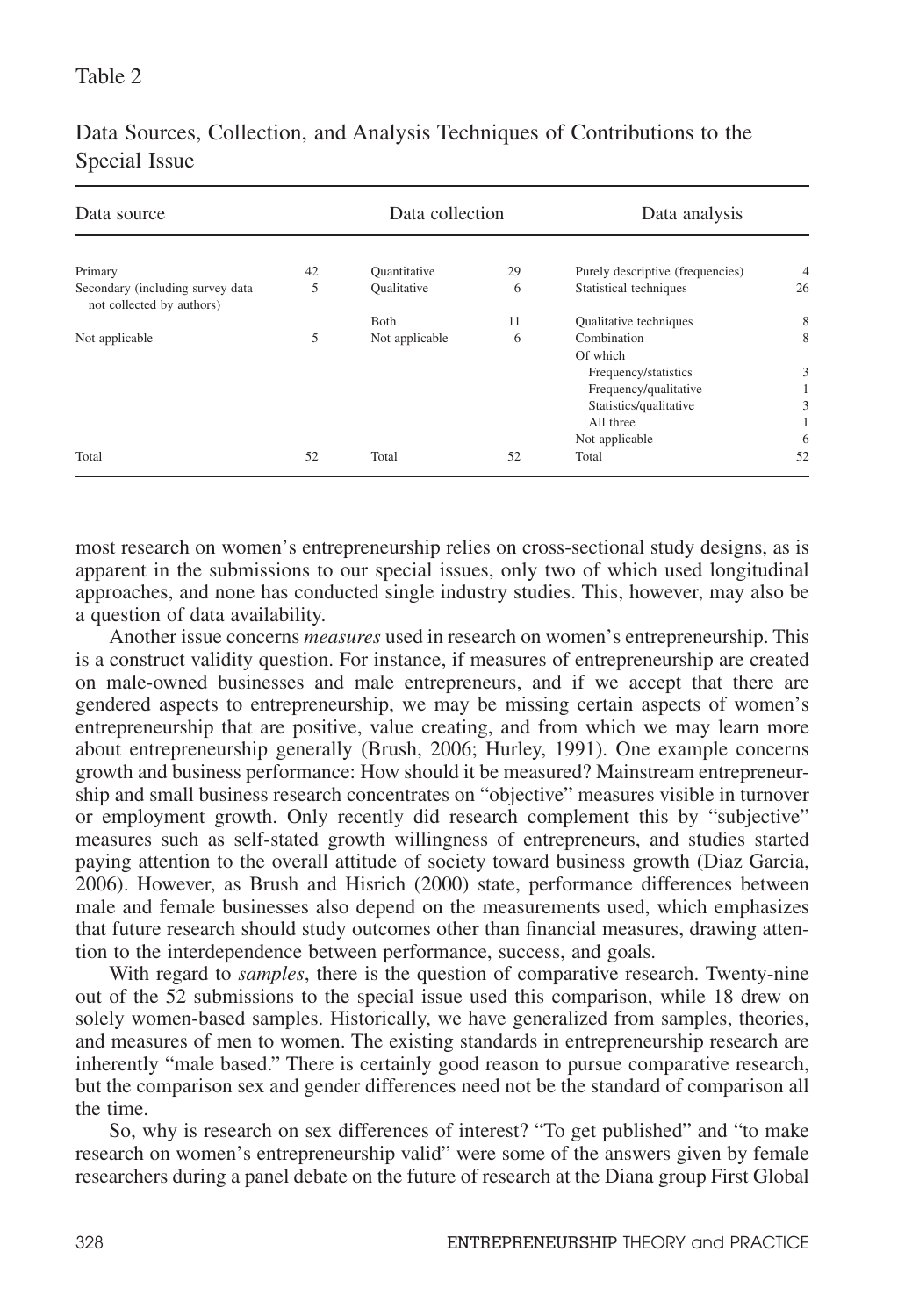Table 2

Data Sources, Collection, and Analysis Techniques of Contributions to the Special Issue

| Data source | | Data collection | | Data analysis | |
|---|---|---|---|---|---|
| Primary | 42 | Quantitative | 29 | Purely descriptive (frequencies) | 4 |
| Secondary (including survey data not collected by authors) | 5 | Qualitative | 6 | Statistical techniques | 26 |
| | | Both | 11 | Qualitative techniques | 8 |
| Not applicable | 5 | Not applicable | 6 | Combination | 8 |
| | | | | Of which | |
| | | | | Frequency/statistics | 3 |
| | | | | Frequency/qualitative | 1 |
| | | | | Statistics/qualitative | 3 |
| | | | | All three | 1 |
| | | | | Not applicable | 6 |
| Total | 52 | Total | 52 | Total | 52 |

most research on women's entrepreneurship relies on cross-sectional study designs, as is apparent in the submissions to our special issues, only two of which used longitudinal approaches, and none has conducted single industry studies. This, however, may also be a question of data availability.

Another issue concerns *measures* used in research on women's entrepreneurship. This is a construct validity question. For instance, if measures of entrepreneurship are created on male-owned businesses and male entrepreneurs, and if we accept that there are gendered aspects to entrepreneurship, we may be missing certain aspects of women's entrepreneurship that are positive, value creating, and from which we may learn more about entrepreneurship generally (Brush, 2006; Hurley, 1991). One example concerns growth and business performance: How should it be measured? Mainstream entrepreneurship and small business research concentrates on "objective" measures visible in turnover or employment growth. Only recently did research complement this by "subjective" measures such as self-stated growth willingness of entrepreneurs, and studies started paying attention to the overall attitude of society toward business growth (Diaz Garcia, 2006). However, as Brush and Hisrich (2000) state, performance differences between male and female businesses also depend on the measurements used, which emphasizes that future research should study outcomes other than financial measures, drawing attention to the interdependence between performance, success, and goals.

With regard to *samples*, there is the question of comparative research. Twenty-nine out of the 52 submissions to the special issue used this comparison, while 18 drew on solely women-based samples. Historically, we have generalized from samples, theories, and measures of men to women. The existing standards in entrepreneurship research are inherently "male based." There is certainly good reason to pursue comparative research, but the comparison sex and gender differences need not be the standard of comparison all the time.

So, why is research on sex differences of interest? "To get published" and "to make research on women's entrepreneurship valid" were some of the answers given by female researchers during a panel debate on the future of research at the Diana group First Global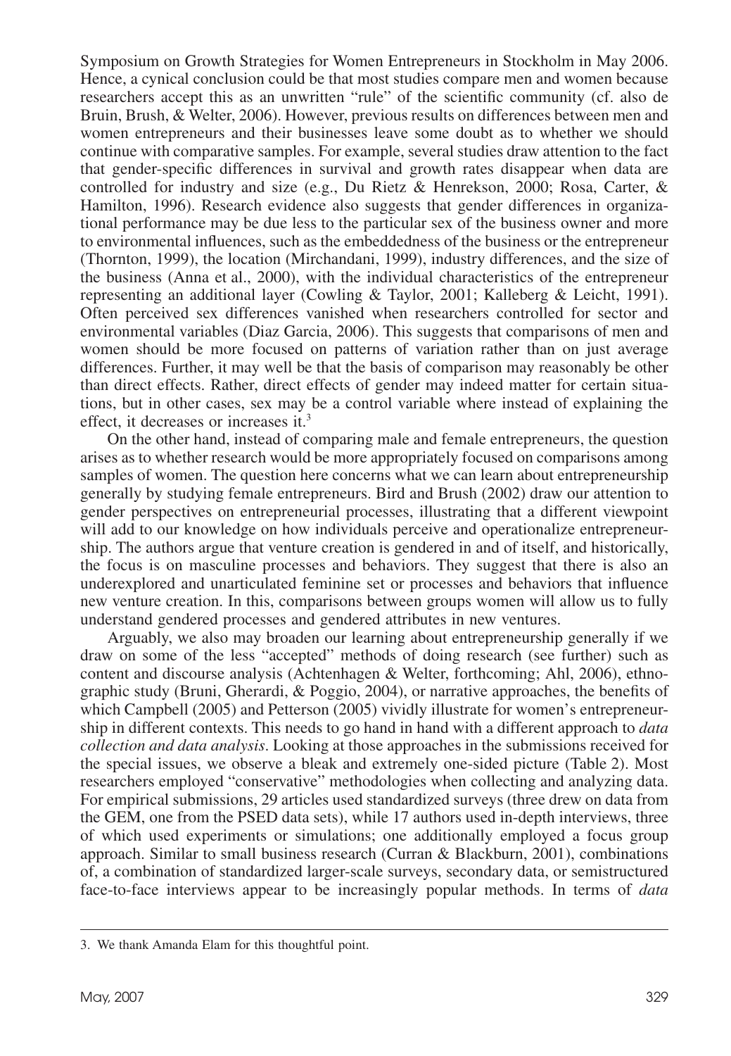Symposium on Growth Strategies for Women Entrepreneurs in Stockholm in May 2006. Hence, a cynical conclusion could be that most studies compare men and women because researchers accept this as an unwritten "rule" of the scientific community (cf. also de Bruin, Brush, & Welter, 2006). However, previous results on differences between men and women entrepreneurs and their businesses leave some doubt as to whether we should continue with comparative samples. For example, several studies draw attention to the fact that gender-specific differences in survival and growth rates disappear when data are controlled for industry and size (e.g., Du Rietz & Henrekson, 2000; Rosa, Carter, & Hamilton, 1996). Research evidence also suggests that gender differences in organizational performance may be due less to the particular sex of the business owner and more to environmental influences, such as the embeddedness of the business or the entrepreneur (Thornton, 1999), the location (Mirchandani, 1999), industry differences, and the size of the business (Anna et al., 2000), with the individual characteristics of the entrepreneur representing an additional layer (Cowling & Taylor, 2001; Kalleberg & Leicht, 1991). Often perceived sex differences vanished when researchers controlled for sector and environmental variables (Diaz Garcia, 2006). This suggests that comparisons of men and women should be more focused on patterns of variation rather than on just average differences. Further, it may well be that the basis of comparison may reasonably be other than direct effects. Rather, direct effects of gender may indeed matter for certain situations, but in other cases, sex may be a control variable where instead of explaining the effect, it decreases or increases it.[3]

On the other hand, instead of comparing male and female entrepreneurs, the question arises as to whether research would be more appropriately focused on comparisons among samples of women. The question here concerns what we can learn about entrepreneurship generally by studying female entrepreneurs. Bird and Brush (2002) draw our attention to gender perspectives on entrepreneurial processes, illustrating that a different viewpoint will add to our knowledge on how individuals perceive and operationalize entrepreneurship. The authors argue that venture creation is gendered in and of itself, and historically, the focus is on masculine processes and behaviors. They suggest that there is also an underexplored and unarticulated feminine set or processes and behaviors that influence new venture creation. In this, comparisons between groups women will allow us to fully understand gendered processes and gendered attributes in new ventures.

Arguably, we also may broaden our learning about entrepreneurship generally if we draw on some of the less "accepted" methods of doing research (see further) such as content and discourse analysis (Achtenhagen & Welter, forthcoming; Ahl, 2006), ethnographic study (Bruni, Gherardi, & Poggio, 2004), or narrative approaches, the benefits of which Campbell (2005) and Petterson (2005) vividly illustrate for women's entrepreneurship in different contexts. This needs to go hand in hand with a different approach to *data collection and data analysis*. Looking at those approaches in the submissions received for the special issues, we observe a bleak and extremely one-sided picture (Table 2). Most researchers employed "conservative" methodologies when collecting and analyzing data. For empirical submissions, 29 articles used standardized surveys (three drew on data from the GEM, one from the PSED data sets), while 17 authors used in-depth interviews, three of which used experiments or simulations; one additionally employed a focus group approach. Similar to small business research (Curran & Blackburn, 2001), combinations of, a combination of standardized larger-scale surveys, secondary data, or semistructured face-to-face interviews appear to be increasingly popular methods. In terms of *data*

---

3. We thank Amanda Elam for this thoughtful point.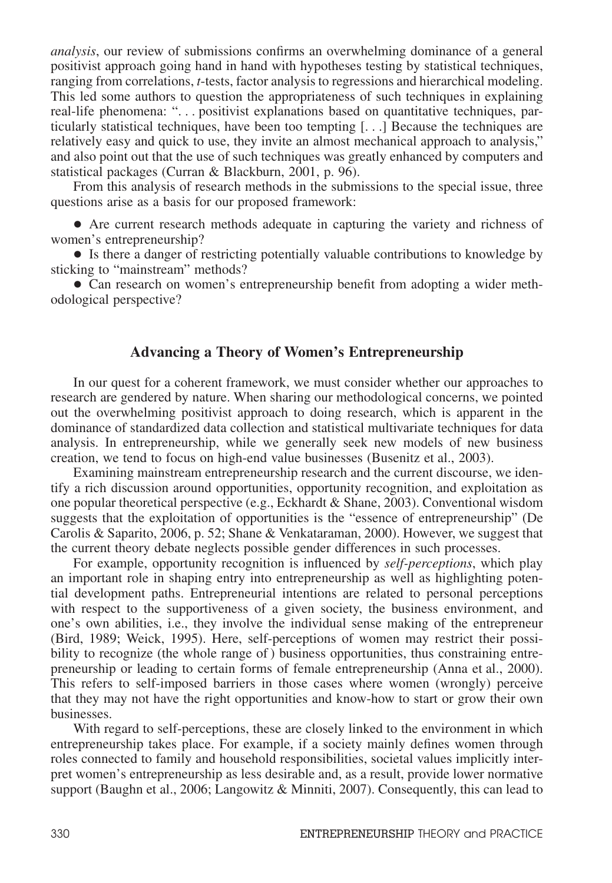*analysis*, our review of submissions confirms an overwhelming dominance of a general positivist approach going hand in hand with hypotheses testing by statistical techniques, ranging from correlations, *t*-tests, factor analysis to regressions and hierarchical modeling. This led some authors to question the appropriateness of such techniques in explaining real-life phenomena: ". . . positivist explanations based on quantitative techniques, particularly statistical techniques, have been too tempting [. . .] Because the techniques are relatively easy and quick to use, they invite an almost mechanical approach to analysis," and also point out that the use of such techniques was greatly enhanced by computers and statistical packages (Curran & Blackburn, 2001, p. 96).

From this analysis of research methods in the submissions to the special issue, three questions arise as a basis for our proposed framework:

- Are current research methods adequate in capturing the variety and richness of women's entrepreneurship?
- Is there a danger of restricting potentially valuable contributions to knowledge by sticking to "mainstream" methods?
- Can research on women's entrepreneurship benefit from adopting a wider methodological perspective?

## Advancing a Theory of Women's Entrepreneurship

In our quest for a coherent framework, we must consider whether our approaches to research are gendered by nature. When sharing our methodological concerns, we pointed out the overwhelming positivist approach to doing research, which is apparent in the dominance of standardized data collection and statistical multivariate techniques for data analysis. In entrepreneurship, while we generally seek new models of new business creation, we tend to focus on high-end value businesses (Busenitz et al., 2003).

Examining mainstream entrepreneurship research and the current discourse, we identify a rich discussion around opportunities, opportunity recognition, and exploitation as one popular theoretical perspective (e.g., Eckhardt & Shane, 2003). Conventional wisdom suggests that the exploitation of opportunities is the "essence of entrepreneurship" (De Carolis & Saparito, 2006, p. 52; Shane & Venkataraman, 2000). However, we suggest that the current theory debate neglects possible gender differences in such processes.

For example, opportunity recognition is influenced by *self-perceptions*, which play an important role in shaping entry into entrepreneurship as well as highlighting potential development paths. Entrepreneurial intentions are related to personal perceptions with respect to the supportiveness of a given society, the business environment, and one's own abilities, i.e., they involve the individual sense making of the entrepreneur (Bird, 1989; Weick, 1995). Here, self-perceptions of women may restrict their possibility to recognize (the whole range of) business opportunities, thus constraining entrepreneurship or leading to certain forms of female entrepreneurship (Anna et al., 2000). This refers to self-imposed barriers in those cases where women (wrongly) perceive that they may not have the right opportunities and know-how to start or grow their own businesses.

With regard to self-perceptions, these are closely linked to the environment in which entrepreneurship takes place. For example, if a society mainly defines women through roles connected to family and household responsibilities, societal values implicitly interpret women's entrepreneurship as less desirable and, as a result, provide lower normative support (Baughn et al., 2006; Langowitz & Minniti, 2007). Consequently, this can lead to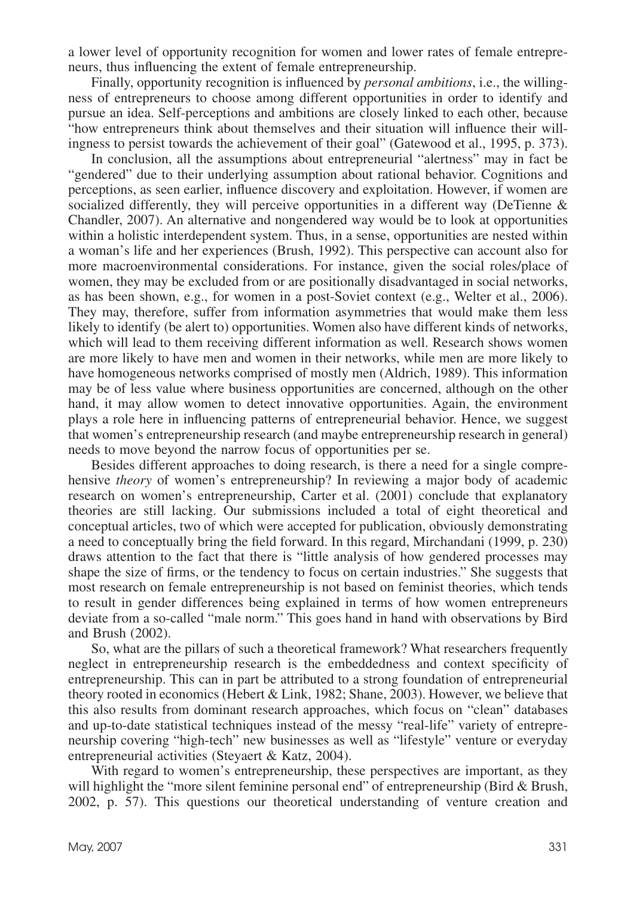a lower level of opportunity recognition for women and lower rates of female entrepreneurs, thus influencing the extent of female entrepreneurship.

Finally, opportunity recognition is influenced by *personal ambitions*, i.e., the willingness of entrepreneurs to choose among different opportunities in order to identify and pursue an idea. Self-perceptions and ambitions are closely linked to each other, because "how entrepreneurs think about themselves and their situation will influence their willingness to persist towards the achievement of their goal" (Gatewood et al., 1995, p. 373).

In conclusion, all the assumptions about entrepreneurial "alertness" may in fact be "gendered" due to their underlying assumption about rational behavior. Cognitions and perceptions, as seen earlier, influence discovery and exploitation. However, if women are socialized differently, they will perceive opportunities in a different way (DeTienne & Chandler, 2007). An alternative and nongendered way would be to look at opportunities within a holistic interdependent system. Thus, in a sense, opportunities are nested within a woman's life and her experiences (Brush, 1992). This perspective can account also for more macroenvironmental considerations. For instance, given the social roles/place of women, they may be excluded from or are positionally disadvantaged in social networks, as has been shown, e.g., for women in a post-Soviet context (e.g., Welter et al., 2006). They may, therefore, suffer from information asymmetries that would make them less likely to identify (be alert to) opportunities. Women also have different kinds of networks, which will lead to them receiving different information as well. Research shows women are more likely to have men and women in their networks, while men are more likely to have homogeneous networks comprised of mostly men (Aldrich, 1989). This information may be of less value where business opportunities are concerned, although on the other hand, it may allow women to detect innovative opportunities. Again, the environment plays a role here in influencing patterns of entrepreneurial behavior. Hence, we suggest that women's entrepreneurship research (and maybe entrepreneurship research in general) needs to move beyond the narrow focus of opportunities per se.

Besides different approaches to doing research, is there a need for a single comprehensive *theory* of women's entrepreneurship? In reviewing a major body of academic research on women's entrepreneurship, Carter et al. (2001) conclude that explanatory theories are still lacking. Our submissions included a total of eight theoretical and conceptual articles, two of which were accepted for publication, obviously demonstrating a need to conceptually bring the field forward. In this regard, Mirchandani (1999, p. 230) draws attention to the fact that there is "little analysis of how gendered processes may shape the size of firms, or the tendency to focus on certain industries." She suggests that most research on female entrepreneurship is not based on feminist theories, which tends to result in gender differences being explained in terms of how women entrepreneurs deviate from a so-called "male norm." This goes hand in hand with observations by Bird and Brush (2002).

So, what are the pillars of such a theoretical framework? What researchers frequently neglect in entrepreneurship research is the embeddedness and context specificity of entrepreneurship. This can in part be attributed to a strong foundation of entrepreneurial theory rooted in economics (Hebert & Link, 1982; Shane, 2003). However, we believe that this also results from dominant research approaches, which focus on "clean" databases and up-to-date statistical techniques instead of the messy "real-life" variety of entrepreneurship covering "high-tech" new businesses as well as "lifestyle" venture or everyday entrepreneurial activities (Steyaert & Katz, 2004).

With regard to women's entrepreneurship, these perspectives are important, as they will highlight the "more silent feminine personal end" of entrepreneurship (Bird & Brush, 2002, p. 57). This questions our theoretical understanding of venture creation and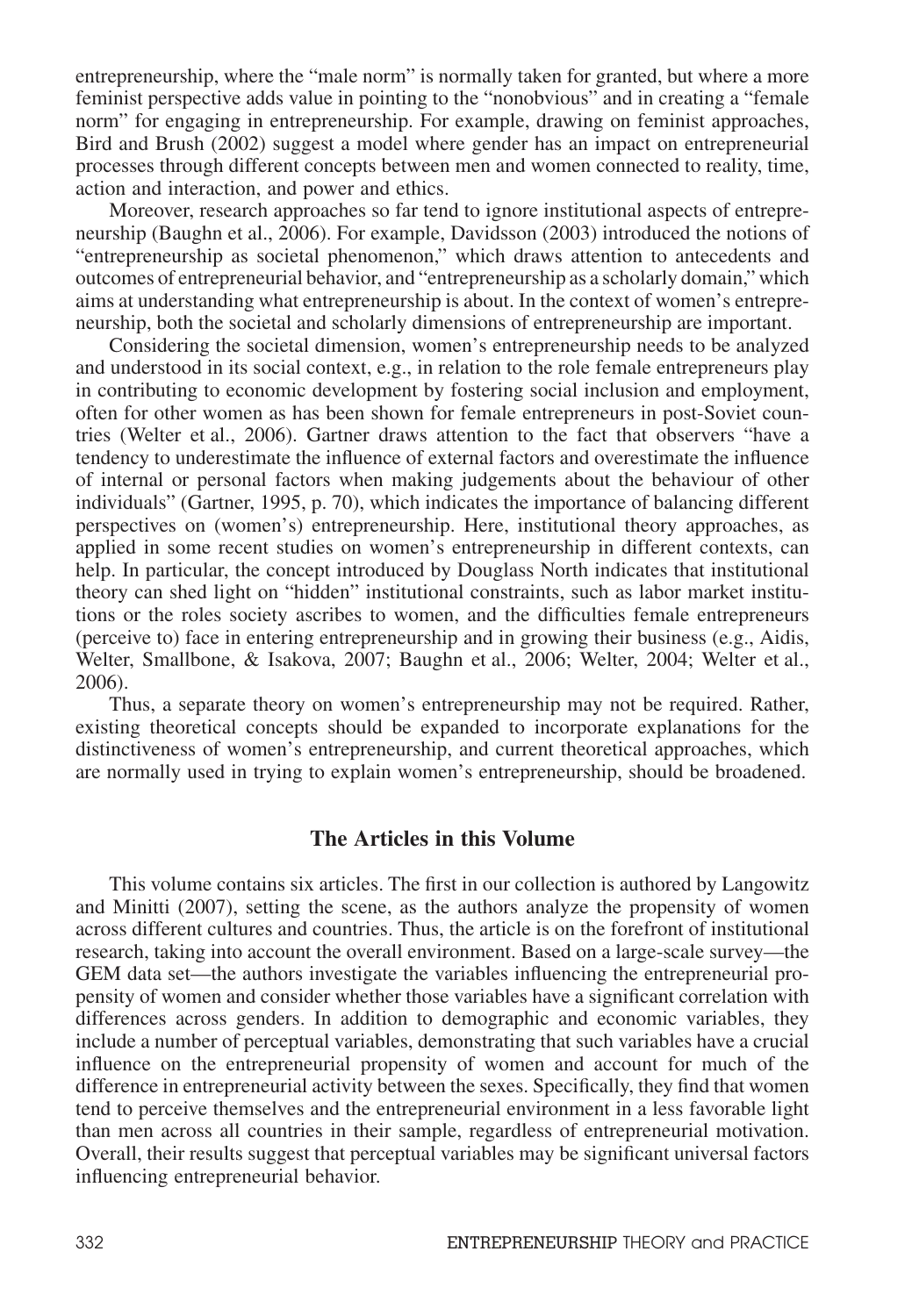entrepreneurship, where the "male norm" is normally taken for granted, but where a more feminist perspective adds value in pointing to the "nonobvious" and in creating a "female norm" for engaging in entrepreneurship. For example, drawing on feminist approaches, Bird and Brush (2002) suggest a model where gender has an impact on entrepreneurial processes through different concepts between men and women connected to reality, time, action and interaction, and power and ethics.

Moreover, research approaches so far tend to ignore institutional aspects of entrepreneurship (Baughn et al., 2006). For example, Davidsson (2003) introduced the notions of "entrepreneurship as societal phenomenon," which draws attention to antecedents and outcomes of entrepreneurial behavior, and "entrepreneurship as a scholarly domain," which aims at understanding what entrepreneurship is about. In the context of women's entrepreneurship, both the societal and scholarly dimensions of entrepreneurship are important.

Considering the societal dimension, women's entrepreneurship needs to be analyzed and understood in its social context, e.g., in relation to the role female entrepreneurs play in contributing to economic development by fostering social inclusion and employment, often for other women as has been shown for female entrepreneurs in post-Soviet countries (Welter et al., 2006). Gartner draws attention to the fact that observers "have a tendency to underestimate the influence of external factors and overestimate the influence of internal or personal factors when making judgements about the behaviour of other individuals" (Gartner, 1995, p. 70), which indicates the importance of balancing different perspectives on (women's) entrepreneurship. Here, institutional theory approaches, as applied in some recent studies on women's entrepreneurship in different contexts, can help. In particular, the concept introduced by Douglass North indicates that institutional theory can shed light on "hidden" institutional constraints, such as labor market institutions or the roles society ascribes to women, and the difficulties female entrepreneurs (perceive to) face in entering entrepreneurship and in growing their business (e.g., Aidis, Welter, Smallbone, & Isakova, 2007; Baughn et al., 2006; Welter, 2004; Welter et al., 2006).

Thus, a separate theory on women's entrepreneurship may not be required. Rather, existing theoretical concepts should be expanded to incorporate explanations for the distinctiveness of women's entrepreneurship, and current theoretical approaches, which are normally used in trying to explain women's entrepreneurship, should be broadened.

## The Articles in this Volume

This volume contains six articles. The first in our collection is authored by Langowitz and Minitti (2007), setting the scene, as the authors analyze the propensity of women across different cultures and countries. Thus, the article is on the forefront of institutional research, taking into account the overall environment. Based on a large-scale survey—the GEM data set—the authors investigate the variables influencing the entrepreneurial propensity of women and consider whether those variables have a significant correlation with differences across genders. In addition to demographic and economic variables, they include a number of perceptual variables, demonstrating that such variables have a crucial influence on the entrepreneurial propensity of women and account for much of the difference in entrepreneurial activity between the sexes. Specifically, they find that women tend to perceive themselves and the entrepreneurial environment in a less favorable light than men across all countries in their sample, regardless of entrepreneurial motivation. Overall, their results suggest that perceptual variables may be significant universal factors influencing entrepreneurial behavior.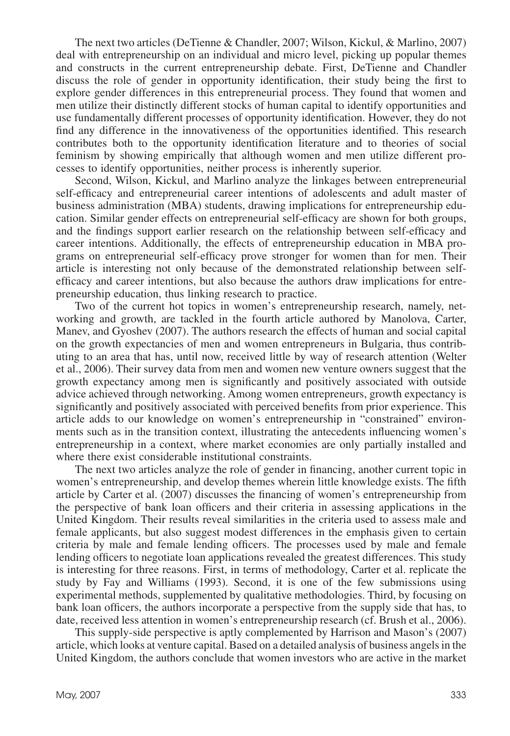The next two articles (DeTienne & Chandler, 2007; Wilson, Kickul, & Marlino, 2007) deal with entrepreneurship on an individual and micro level, picking up popular themes and constructs in the current entrepreneurship debate. First, DeTienne and Chandler discuss the role of gender in opportunity identification, their study being the first to explore gender differences in this entrepreneurial process. They found that women and men utilize their distinctly different stocks of human capital to identify opportunities and use fundamentally different processes of opportunity identification. However, they do not find any difference in the innovativeness of the opportunities identified. This research contributes both to the opportunity identification literature and to theories of social feminism by showing empirically that although women and men utilize different processes to identify opportunities, neither process is inherently superior.

Second, Wilson, Kickul, and Marlino analyze the linkages between entrepreneurial self-efficacy and entrepreneurial career intentions of adolescents and adult master of business administration (MBA) students, drawing implications for entrepreneurship education. Similar gender effects on entrepreneurial self-efficacy are shown for both groups, and the findings support earlier research on the relationship between self-efficacy and career intentions. Additionally, the effects of entrepreneurship education in MBA programs on entrepreneurial self-efficacy prove stronger for women than for men. Their article is interesting not only because of the demonstrated relationship between self-efficacy and career intentions, but also because the authors draw implications for entrepreneurship education, thus linking research to practice.

Two of the current hot topics in women's entrepreneurship research, namely, networking and growth, are tackled in the fourth article authored by Manolova, Carter, Manev, and Gyoshev (2007). The authors research the effects of human and social capital on the growth expectancies of men and women entrepreneurs in Bulgaria, thus contributing to an area that has, until now, received little by way of research attention (Welter et al., 2006). Their survey data from men and women new venture owners suggest that the growth expectancy among men is significantly and positively associated with outside advice achieved through networking. Among women entrepreneurs, growth expectancy is significantly and positively associated with perceived benefits from prior experience. This article adds to our knowledge on women's entrepreneurship in "constrained" environments such as in the transition context, illustrating the antecedents influencing women's entrepreneurship in a context, where market economies are only partially installed and where there exist considerable institutional constraints.

The next two articles analyze the role of gender in financing, another current topic in women's entrepreneurship, and develop themes wherein little knowledge exists. The fifth article by Carter et al. (2007) discusses the financing of women's entrepreneurship from the perspective of bank loan officers and their criteria in assessing applications in the United Kingdom. Their results reveal similarities in the criteria used to assess male and female applicants, but also suggest modest differences in the emphasis given to certain criteria by male and female lending officers. The processes used by male and female lending officers to negotiate loan applications revealed the greatest differences. This study is interesting for three reasons. First, in terms of methodology, Carter et al. replicate the study by Fay and Williams (1993). Second, it is one of the few submissions using experimental methods, supplemented by qualitative methodologies. Third, by focusing on bank loan officers, the authors incorporate a perspective from the supply side that has, to date, received less attention in women's entrepreneurship research (cf. Brush et al., 2006).

This supply-side perspective is aptly complemented by Harrison and Mason's (2007) article, which looks at venture capital. Based on a detailed analysis of business angels in the United Kingdom, the authors conclude that women investors who are active in the market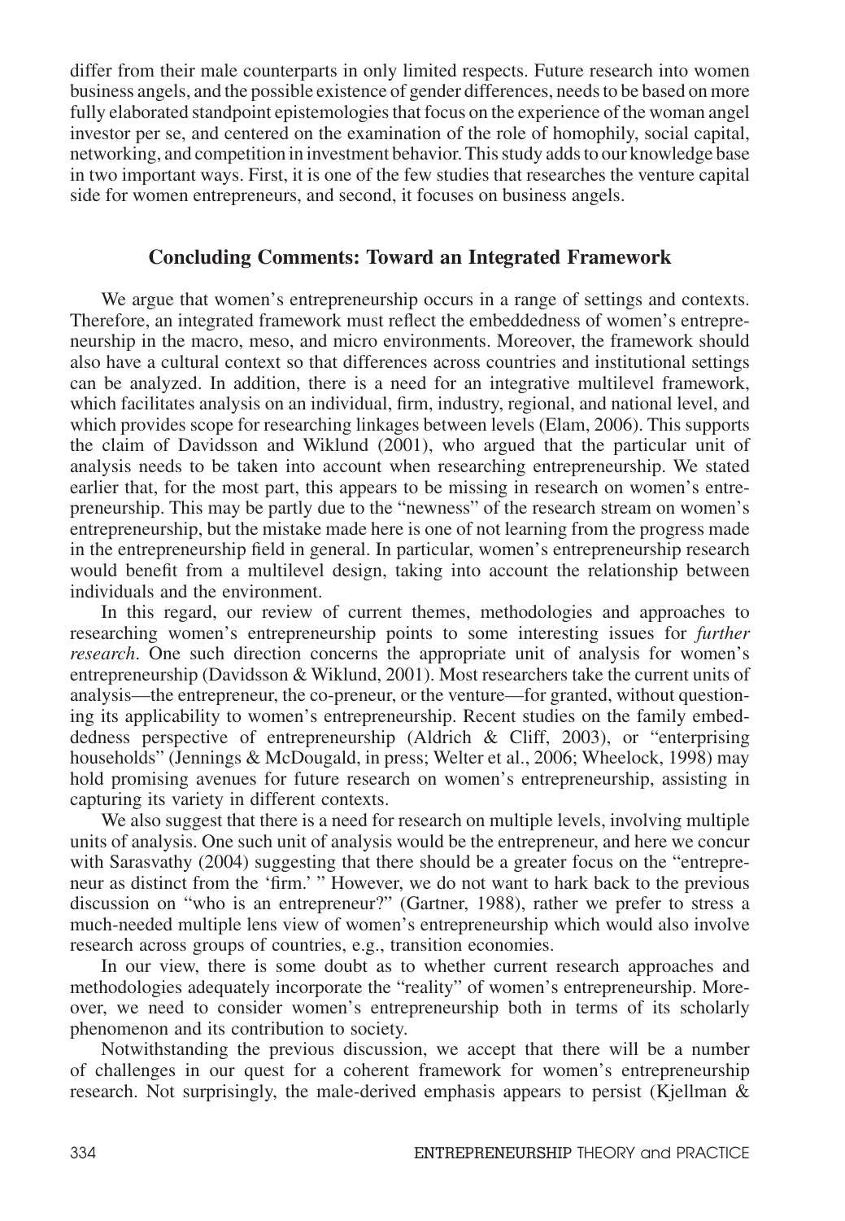differ from their male counterparts in only limited respects. Future research into women business angels, and the possible existence of gender differences, needs to be based on more fully elaborated standpoint epistemologies that focus on the experience of the woman angel investor per se, and centered on the examination of the role of homophily, social capital, networking, and competition in investment behavior. This study adds to our knowledge base in two important ways. First, it is one of the few studies that researches the venture capital side for women entrepreneurs, and second, it focuses on business angels.

## Concluding Comments: Toward an Integrated Framework

We argue that women's entrepreneurship occurs in a range of settings and contexts. Therefore, an integrated framework must reflect the embeddedness of women's entrepreneurship in the macro, meso, and micro environments. Moreover, the framework should also have a cultural context so that differences across countries and institutional settings can be analyzed. In addition, there is a need for an integrative multilevel framework, which facilitates analysis on an individual, firm, industry, regional, and national level, and which provides scope for researching linkages between levels (Elam, 2006). This supports the claim of Davidsson and Wiklund (2001), who argued that the particular unit of analysis needs to be taken into account when researching entrepreneurship. We stated earlier that, for the most part, this appears to be missing in research on women's entrepreneurship. This may be partly due to the "newness" of the research stream on women's entrepreneurship, but the mistake made here is one of not learning from the progress made in the entrepreneurship field in general. In particular, women's entrepreneurship research would benefit from a multilevel design, taking into account the relationship between individuals and the environment.

In this regard, our review of current themes, methodologies and approaches to researching women's entrepreneurship points to some interesting issues for *further research*. One such direction concerns the appropriate unit of analysis for women's entrepreneurship (Davidsson & Wiklund, 2001). Most researchers take the current units of analysis—the entrepreneur, the co-preneur, or the venture—for granted, without questioning its applicability to women's entrepreneurship. Recent studies on the family embeddedness perspective of entrepreneurship (Aldrich & Cliff, 2003), or "enterprising households" (Jennings & McDougald, in press; Welter et al., 2006; Wheelock, 1998) may hold promising avenues for future research on women's entrepreneurship, assisting in capturing its variety in different contexts.

We also suggest that there is a need for research on multiple levels, involving multiple units of analysis. One such unit of analysis would be the entrepreneur, and here we concur with Sarasvathy (2004) suggesting that there should be a greater focus on the "entrepreneur as distinct from the 'firm.' " However, we do not want to hark back to the previous discussion on "who is an entrepreneur?" (Gartner, 1988), rather we prefer to stress a much-needed multiple lens view of women's entrepreneurship which would also involve research across groups of countries, e.g., transition economies.

In our view, there is some doubt as to whether current research approaches and methodologies adequately incorporate the "reality" of women's entrepreneurship. Moreover, we need to consider women's entrepreneurship both in terms of its scholarly phenomenon and its contribution to society.

Notwithstanding the previous discussion, we accept that there will be a number of challenges in our quest for a coherent framework for women's entrepreneurship research. Not surprisingly, the male-derived emphasis appears to persist (Kjellman &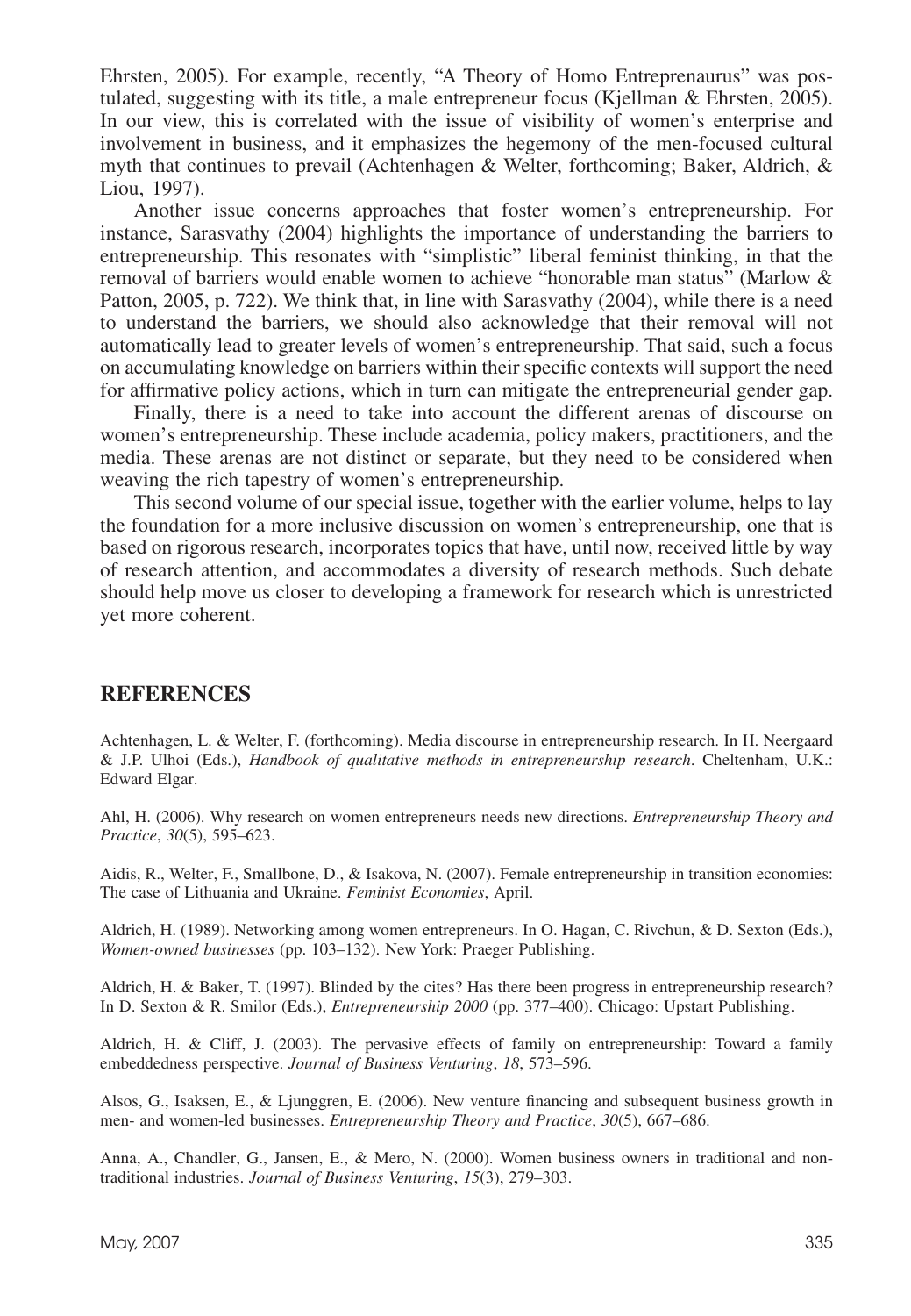Ehrsten, 2005). For example, recently, "A Theory of Homo Entreprenaurus" was postulated, suggesting with its title, a male entrepreneur focus (Kjellman & Ehrsten, 2005). In our view, this is correlated with the issue of visibility of women's enterprise and involvement in business, and it emphasizes the hegemony of the men-focused cultural myth that continues to prevail (Achtenhagen & Welter, forthcoming; Baker, Aldrich, & Liou, 1997).

Another issue concerns approaches that foster women's entrepreneurship. For instance, Sarasvathy (2004) highlights the importance of understanding the barriers to entrepreneurship. This resonates with "simplistic" liberal feminist thinking, in that the removal of barriers would enable women to achieve "honorable man status" (Marlow & Patton, 2005, p. 722). We think that, in line with Sarasvathy (2004), while there is a need to understand the barriers, we should also acknowledge that their removal will not automatically lead to greater levels of women's entrepreneurship. That said, such a focus on accumulating knowledge on barriers within their specific contexts will support the need for affirmative policy actions, which in turn can mitigate the entrepreneurial gender gap.

Finally, there is a need to take into account the different arenas of discourse on women's entrepreneurship. These include academia, policy makers, practitioners, and the media. These arenas are not distinct or separate, but they need to be considered when weaving the rich tapestry of women's entrepreneurship.

This second volume of our special issue, together with the earlier volume, helps to lay the foundation for a more inclusive discussion on women's entrepreneurship, one that is based on rigorous research, incorporates topics that have, until now, received little by way of research attention, and accommodates a diversity of research methods. Such debate should help move us closer to developing a framework for research which is unrestricted yet more coherent.

## REFERENCES

Achtenhagen, L. & Welter, F. (forthcoming). Media discourse in entrepreneurship research. In H. Neergaard & J.P. Ulhoi (Eds.), *Handbook of qualitative methods in entrepreneurship research*. Cheltenham, U.K.: Edward Elgar.

Ahl, H. (2006). Why research on women entrepreneurs needs new directions. *Entrepreneurship Theory and Practice*, *30*(5), 595–623.

Aidis, R., Welter, F., Smallbone, D., & Isakova, N. (2007). Female entrepreneurship in transition economies: The case of Lithuania and Ukraine. *Feminist Economies*, April.

Aldrich, H. (1989). Networking among women entrepreneurs. In O. Hagan, C. Rivchun, & D. Sexton (Eds.), *Women-owned businesses* (pp. 103–132). New York: Praeger Publishing.

Aldrich, H. & Baker, T. (1997). Blinded by the cites? Has there been progress in entrepreneurship research? In D. Sexton & R. Smilor (Eds.), *Entrepreneurship 2000* (pp. 377–400). Chicago: Upstart Publishing.

Aldrich, H. & Cliff, J. (2003). The pervasive effects of family on entrepreneurship: Toward a family embeddedness perspective. *Journal of Business Venturing*, *18*, 573–596.

Alsos, G., Isaksen, E., & Ljunggren, E. (2006). New venture financing and subsequent business growth in men- and women-led businesses. *Entrepreneurship Theory and Practice*, *30*(5), 667–686.

Anna, A., Chandler, G., Jansen, E., & Mero, N. (2000). Women business owners in traditional and non-traditional industries. *Journal of Business Venturing*, *15*(3), 279–303.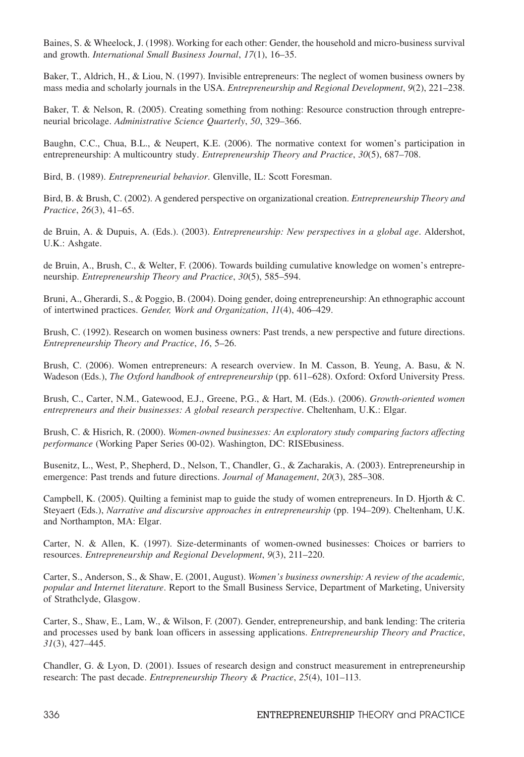Baines, S. & Wheelock, J. (1998). Working for each other: Gender, the household and micro-business survival and growth. *International Small Business Journal*, *17*(1), 16–35.

Baker, T., Aldrich, H., & Liou, N. (1997). Invisible entrepreneurs: The neglect of women business owners by mass media and scholarly journals in the USA. *Entrepreneurship and Regional Development*, *9*(2), 221–238.

Baker, T. & Nelson, R. (2005). Creating something from nothing: Resource construction through entrepreneurial bricolage. *Administrative Science Quarterly*, *50*, 329–366.

Baughn, C.C., Chua, B.L., & Neupert, K.E. (2006). The normative context for women's participation in entrepreneurship: A multicountry study. *Entrepreneurship Theory and Practice*, *30*(5), 687–708.

Bird, B. (1989). *Entrepreneurial behavior*. Glenville, IL: Scott Foresman.

Bird, B. & Brush, C. (2002). A gendered perspective on organizational creation. *Entrepreneurship Theory and Practice*, *26*(3), 41–65.

de Bruin, A. & Dupuis, A. (Eds.). (2003). *Entrepreneurship: New perspectives in a global age*. Aldershot, U.K.: Ashgate.

de Bruin, A., Brush, C., & Welter, F. (2006). Towards building cumulative knowledge on women's entrepreneurship. *Entrepreneurship Theory and Practice*, *30*(5), 585–594.

Bruni, A., Gherardi, S., & Poggio, B. (2004). Doing gender, doing entrepreneurship: An ethnographic account of intertwined practices. *Gender, Work and Organization*, *11*(4), 406–429.

Brush, C. (1992). Research on women business owners: Past trends, a new perspective and future directions. *Entrepreneurship Theory and Practice*, *16*, 5–26.

Brush, C. (2006). Women entrepreneurs: A research overview. In M. Casson, B. Yeung, A. Basu, & N. Wadeson (Eds.), *The Oxford handbook of entrepreneurship* (pp. 611–628). Oxford: Oxford University Press.

Brush, C., Carter, N.M., Gatewood, E.J., Greene, P.G., & Hart, M. (Eds.). (2006). *Growth-oriented women entrepreneurs and their businesses: A global research perspective*. Cheltenham, U.K.: Elgar.

Brush, C. & Hisrich, R. (2000). *Women-owned businesses: An exploratory study comparing factors affecting performance* (Working Paper Series 00-02). Washington, DC: RISEbusiness.

Busenitz, L., West, P., Shepherd, D., Nelson, T., Chandler, G., & Zacharakis, A. (2003). Entrepreneurship in emergence: Past trends and future directions. *Journal of Management*, *20*(3), 285–308.

Campbell, K. (2005). Quilting a feminist map to guide the study of women entrepreneurs. In D. Hjorth & C. Steyaert (Eds.), *Narrative and discursive approaches in entrepreneurship* (pp. 194–209). Cheltenham, U.K. and Northampton, MA: Elgar.

Carter, N. & Allen, K. (1997). Size-determinants of women-owned businesses: Choices or barriers to resources. *Entrepreneurship and Regional Development*, *9*(3), 211–220.

Carter, S., Anderson, S., & Shaw, E. (2001, August). *Women's business ownership: A review of the academic, popular and Internet literature*. Report to the Small Business Service, Department of Marketing, University of Strathclyde, Glasgow.

Carter, S., Shaw, E., Lam, W., & Wilson, F. (2007). Gender, entrepreneurship, and bank lending: The criteria and processes used by bank loan officers in assessing applications. *Entrepreneurship Theory and Practice*, *31*(3), 427–445.

Chandler, G. & Lyon, D. (2001). Issues of research design and construct measurement in entrepreneurship research: The past decade. *Entrepreneurship Theory & Practice*, *25*(4), 101–113.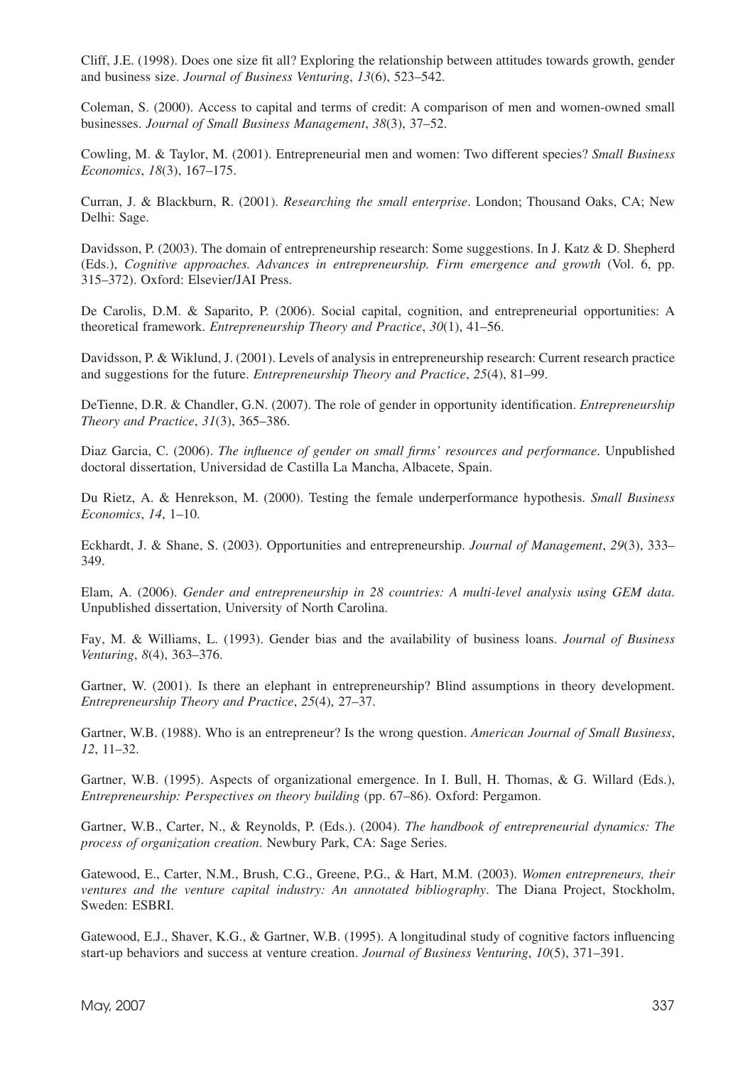Cliff, J.E. (1998). Does one size fit all? Exploring the relationship between attitudes towards growth, gender and business size. *Journal of Business Venturing*, *13*(6), 523–542.

Coleman, S. (2000). Access to capital and terms of credit: A comparison of men and women-owned small businesses. *Journal of Small Business Management*, *38*(3), 37–52.

Cowling, M. & Taylor, M. (2001). Entrepreneurial men and women: Two different species? *Small Business Economics*, *18*(3), 167–175.

Curran, J. & Blackburn, R. (2001). *Researching the small enterprise*. London; Thousand Oaks, CA; New Delhi: Sage.

Davidsson, P. (2003). The domain of entrepreneurship research: Some suggestions. In J. Katz & D. Shepherd (Eds.), *Cognitive approaches. Advances in entrepreneurship. Firm emergence and growth* (Vol. 6, pp. 315–372). Oxford: Elsevier/JAI Press.

De Carolis, D.M. & Saparito, P. (2006). Social capital, cognition, and entrepreneurial opportunities: A theoretical framework. *Entrepreneurship Theory and Practice*, *30*(1), 41–56.

Davidsson, P. & Wiklund, J. (2001). Levels of analysis in entrepreneurship research: Current research practice and suggestions for the future. *Entrepreneurship Theory and Practice*, *25*(4), 81–99.

DeTienne, D.R. & Chandler, G.N. (2007). The role of gender in opportunity identification. *Entrepreneurship Theory and Practice*, *31*(3), 365–386.

Diaz Garcia, C. (2006). *The influence of gender on small firms' resources and performance*. Unpublished doctoral dissertation, Universidad de Castilla La Mancha, Albacete, Spain.

Du Rietz, A. & Henrekson, M. (2000). Testing the female underperformance hypothesis. *Small Business Economics*, *14*, 1–10.

Eckhardt, J. & Shane, S. (2003). Opportunities and entrepreneurship. *Journal of Management*, *29*(3), 333–349.

Elam, A. (2006). *Gender and entrepreneurship in 28 countries: A multi-level analysis using GEM data*. Unpublished dissertation, University of North Carolina.

Fay, M. & Williams, L. (1993). Gender bias and the availability of business loans. *Journal of Business Venturing*, *8*(4), 363–376.

Gartner, W. (2001). Is there an elephant in entrepreneurship? Blind assumptions in theory development. *Entrepreneurship Theory and Practice*, *25*(4), 27–37.

Gartner, W.B. (1988). Who is an entrepreneur? Is the wrong question. *American Journal of Small Business*, *12*, 11–32.

Gartner, W.B. (1995). Aspects of organizational emergence. In I. Bull, H. Thomas, & G. Willard (Eds.), *Entrepreneurship: Perspectives on theory building* (pp. 67–86). Oxford: Pergamon.

Gartner, W.B., Carter, N., & Reynolds, P. (Eds.). (2004). *The handbook of entrepreneurial dynamics: The process of organization creation*. Newbury Park, CA: Sage Series.

Gatewood, E., Carter, N.M., Brush, C.G., Greene, P.G., & Hart, M.M. (2003). *Women entrepreneurs, their ventures and the venture capital industry: An annotated bibliography*. The Diana Project, Stockholm, Sweden: ESBRI.

Gatewood, E.J., Shaver, K.G., & Gartner, W.B. (1995). A longitudinal study of cognitive factors influencing start-up behaviors and success at venture creation. *Journal of Business Venturing*, *10*(5), 371–391.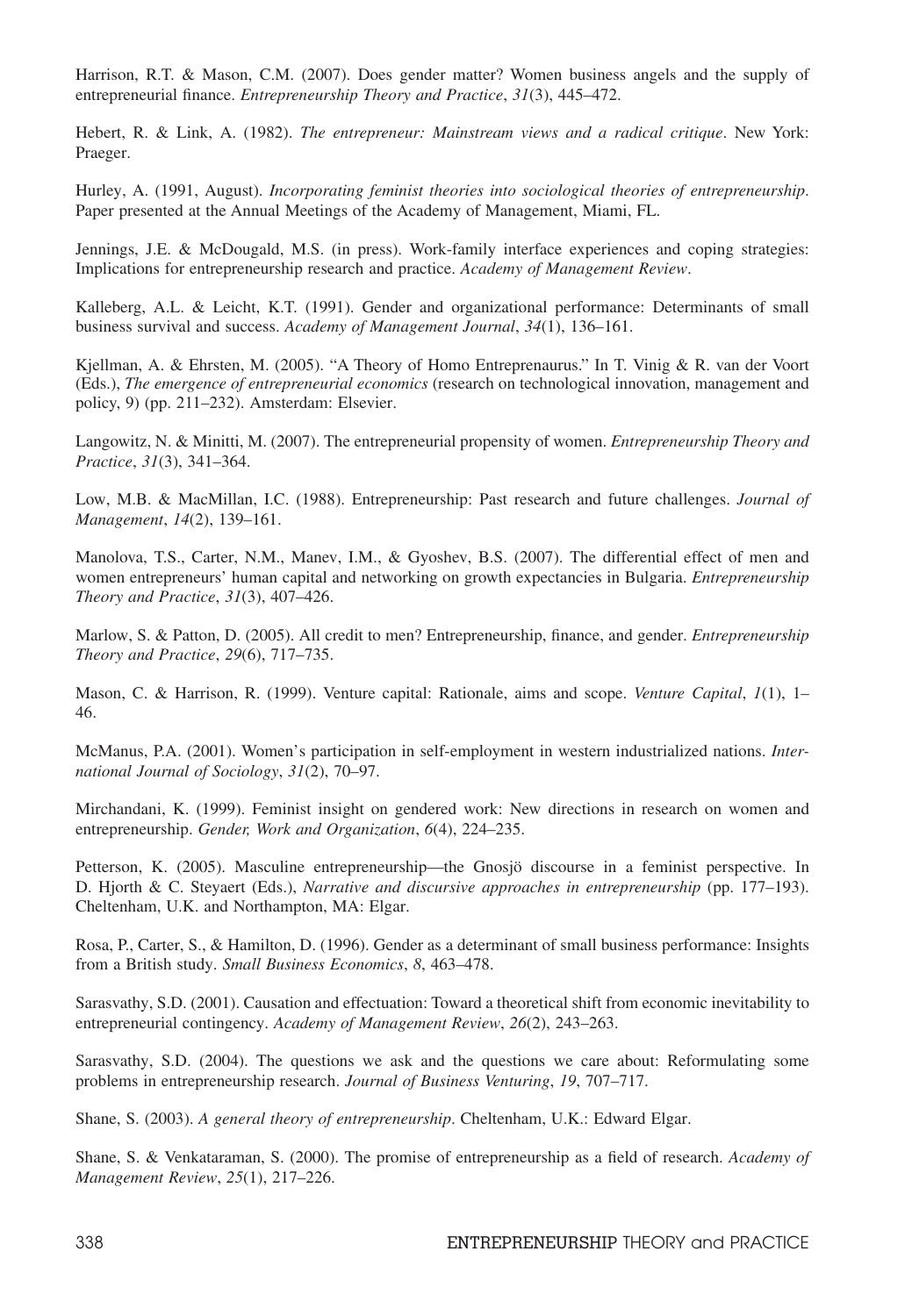Harrison, R.T. & Mason, C.M. (2007). Does gender matter? Women business angels and the supply of entrepreneurial finance. *Entrepreneurship Theory and Practice*, *31*(3), 445–472.

Hebert, R. & Link, A. (1982). *The entrepreneur: Mainstream views and a radical critique*. New York: Praeger.

Hurley, A. (1991, August). *Incorporating feminist theories into sociological theories of entrepreneurship*. Paper presented at the Annual Meetings of the Academy of Management, Miami, FL.

Jennings, J.E. & McDougald, M.S. (in press). Work-family interface experiences and coping strategies: Implications for entrepreneurship research and practice. *Academy of Management Review*.

Kalleberg, A.L. & Leicht, K.T. (1991). Gender and organizational performance: Determinants of small business survival and success. *Academy of Management Journal*, *34*(1), 136–161.

Kjellman, A. & Ehrsten, M. (2005). "A Theory of Homo Entreprenaurus." In T. Vinig & R. van der Voort (Eds.), *The emergence of entrepreneurial economics* (research on technological innovation, management and policy, 9) (pp. 211–232). Amsterdam: Elsevier.

Langowitz, N. & Minitti, M. (2007). The entrepreneurial propensity of women. *Entrepreneurship Theory and Practice*, *31*(3), 341–364.

Low, M.B. & MacMillan, I.C. (1988). Entrepreneurship: Past research and future challenges. *Journal of Management*, *14*(2), 139–161.

Manolova, T.S., Carter, N.M., Manev, I.M., & Gyoshev, B.S. (2007). The differential effect of men and women entrepreneurs' human capital and networking on growth expectancies in Bulgaria. *Entrepreneurship Theory and Practice*, *31*(3), 407–426.

Marlow, S. & Patton, D. (2005). All credit to men? Entrepreneurship, finance, and gender. *Entrepreneurship Theory and Practice*, *29*(6), 717–735.

Mason, C. & Harrison, R. (1999). Venture capital: Rationale, aims and scope. *Venture Capital*, *1*(1), 1–46.

McManus, P.A. (2001). Women's participation in self-employment in western industrialized nations. *International Journal of Sociology*, *31*(2), 70–97.

Mirchandani, K. (1999). Feminist insight on gendered work: New directions in research on women and entrepreneurship. *Gender, Work and Organization*, *6*(4), 224–235.

Petterson, K. (2005). Masculine entrepreneurship—the Gnosjö discourse in a feminist perspective. In D. Hjorth & C. Steyaert (Eds.), *Narrative and discursive approaches in entrepreneurship* (pp. 177–193). Cheltenham, U.K. and Northampton, MA: Elgar.

Rosa, P., Carter, S., & Hamilton, D. (1996). Gender as a determinant of small business performance: Insights from a British study. *Small Business Economics*, *8*, 463–478.

Sarasvathy, S.D. (2001). Causation and effectuation: Toward a theoretical shift from economic inevitability to entrepreneurial contingency. *Academy of Management Review*, *26*(2), 243–263.

Sarasvathy, S.D. (2004). The questions we ask and the questions we care about: Reformulating some problems in entrepreneurship research. *Journal of Business Venturing*, *19*, 707–717.

Shane, S. (2003). *A general theory of entrepreneurship*. Cheltenham, U.K.: Edward Elgar.

Shane, S. & Venkataraman, S. (2000). The promise of entrepreneurship as a field of research. *Academy of Management Review*, *25*(1), 217–226.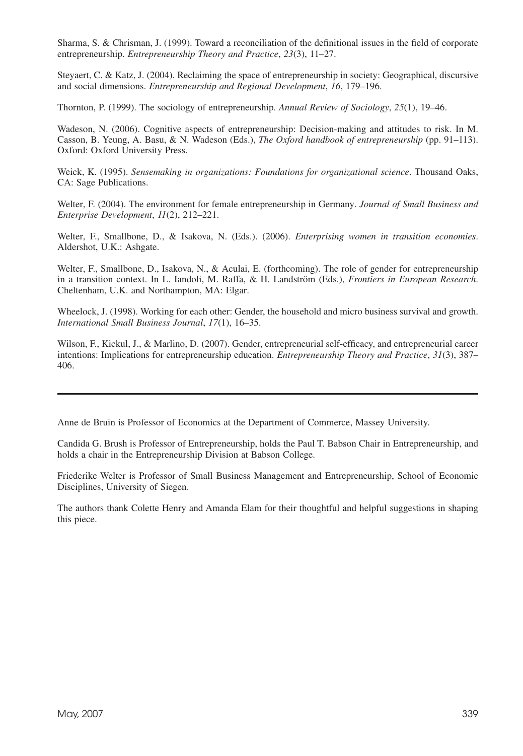Sharma, S. & Chrisman, J. (1999). Toward a reconciliation of the definitional issues in the field of corporate entrepreneurship. *Entrepreneurship Theory and Practice*, *23*(3), 11–27.

Steyaert, C. & Katz, J. (2004). Reclaiming the space of entrepreneurship in society: Geographical, discursive and social dimensions. *Entrepreneurship and Regional Development*, *16*, 179–196.

Thornton, P. (1999). The sociology of entrepreneurship. *Annual Review of Sociology*, *25*(1), 19–46.

Wadeson, N. (2006). Cognitive aspects of entrepreneurship: Decision-making and attitudes to risk. In M. Casson, B. Yeung, A. Basu, & N. Wadeson (Eds.), *The Oxford handbook of entrepreneurship* (pp. 91–113). Oxford: Oxford University Press.

Weick, K. (1995). *Sensemaking in organizations: Foundations for organizational science*. Thousand Oaks, CA: Sage Publications.

Welter, F. (2004). The environment for female entrepreneurship in Germany. *Journal of Small Business and Enterprise Development*, *11*(2), 212–221.

Welter, F., Smallbone, D., & Isakova, N. (Eds.). (2006). *Enterprising women in transition economies*. Aldershot, U.K.: Ashgate.

Welter, F., Smallbone, D., Isakova, N., & Aculai, E. (forthcoming). The role of gender for entrepreneurship in a transition context. In L. Iandoli, M. Raffa, & H. Landström (Eds.), *Frontiers in European Research*. Cheltenham, U.K. and Northampton, MA: Elgar.

Wheelock, J. (1998). Working for each other: Gender, the household and micro business survival and growth. *International Small Business Journal*, *17*(1), 16–35.

Wilson, F., Kickul, J., & Marlino, D. (2007). Gender, entrepreneurial self-efficacy, and entrepreneurial career intentions: Implications for entrepreneurship education. *Entrepreneurship Theory and Practice*, *31*(3), 387–406.

---

Anne de Bruin is Professor of Economics at the Department of Commerce, Massey University.

Candida G. Brush is Professor of Entrepreneurship, holds the Paul T. Babson Chair in Entrepreneurship, and holds a chair in the Entrepreneurship Division at Babson College.

Friederike Welter is Professor of Small Business Management and Entrepreneurship, School of Economic Disciplines, University of Siegen.

The authors thank Colette Henry and Amanda Elam for their thoughtful and helpful suggestions in shaping this piece.